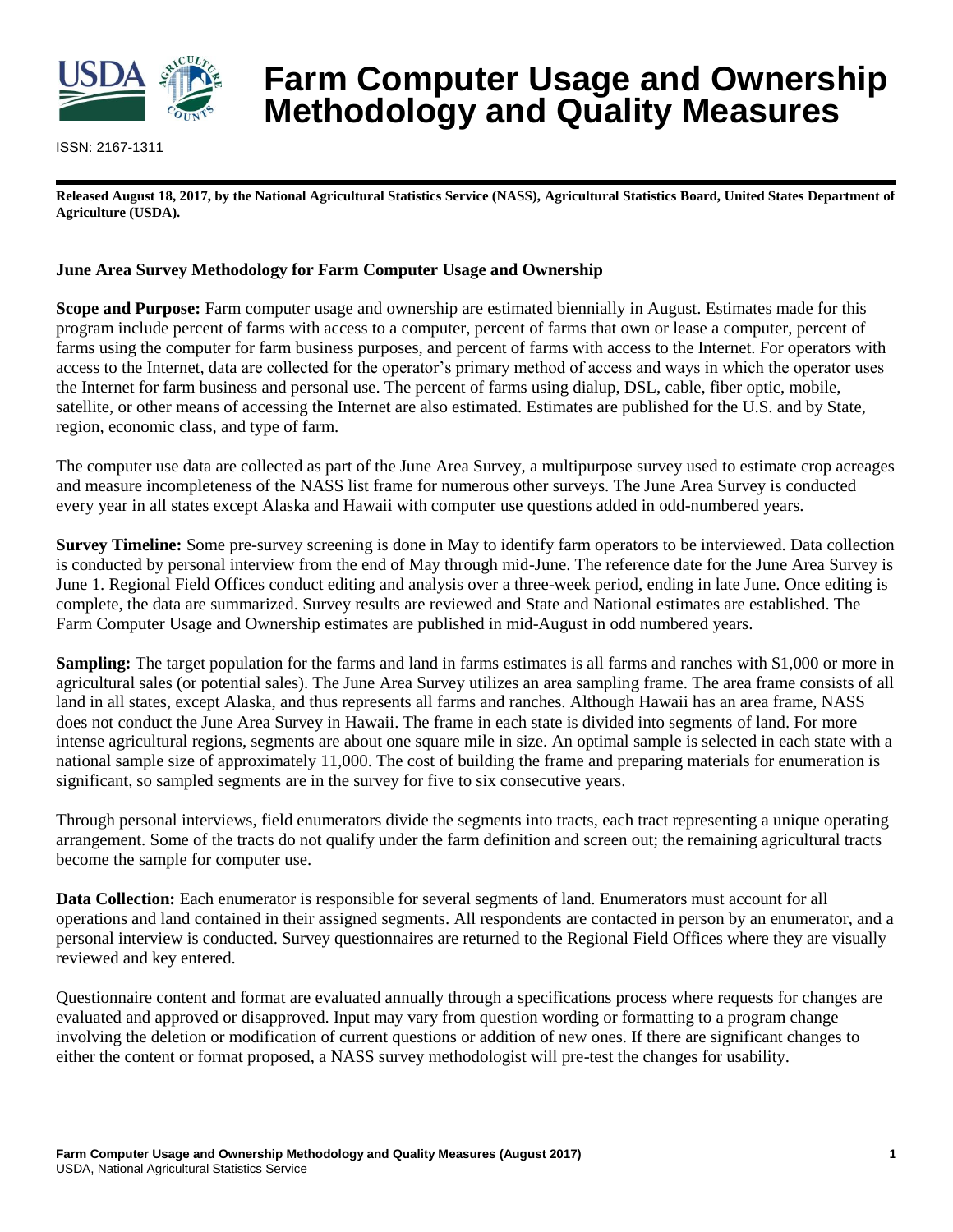# Farm Computer Usage and Ownership Methodology and Quality Measures

ISSN: 2167-1311

**Released August 18, 2017, by the National Agricultural Statistics Service (NASS), Agricultural Statistics Board, United States Department of Agriculture (USDA).**

### June Area Survey Methodology for Farm Computer Usage and Ownership

**Scope and Purpose:** Farm computer usage and ownership are estimated biennially in August. Estimates made for this program include percent of farms with access to a computer, percent of farms that own or lease a computer, percent of farms using the computer for farm business purposes, and percent of farms with access to the Internet. For operators with access to the Internet, data are collected for the operator's primary method of access and ways in which the operator uses the Internet for farm business and personal use. The percent of farms using dialup, DSL, cable, fiber optic, mobile, satellite, or other means of accessing the Internet are also estimated. Estimates are published for the U.S. and by State, region, economic class, and type of farm.

The computer use data are collected as part of the June Area Survey, a multipurpose survey used to estimate crop acreages and measure incompleteness of the NASS list frame for numerous other surveys. The June Area Survey is conducted every year in all states except Alaska and Hawaii with computer use questions added in odd-numbered years.

**Survey Timeline:** Some pre-survey screening is done in May to identify farm operators to be interviewed. Data collection is conducted by personal interview from the end of May through mid-June. The reference date for the June Area Survey is June 1. Regional Field Offices conduct editing and analysis over a three-week period, ending in late June. Once editing is complete, the data are summarized. Survey results are reviewed and State and National estimates are established. The Farm Computer Usage and Ownership estimates are published in mid-August in odd numbered years.

**Sampling:** The target population for the farms and land in farms estimates is all farms and ranches with $1,000 or more in agricultural sales (or potential sales). The June Area Survey utilizes an area sampling frame. The area frame consists of all land in all states, except Alaska, and thus represents all farms and ranches. Although Hawaii has an area frame, NASS does not conduct the June Area Survey in Hawaii. The frame in each state is divided into segments of land. For more intense agricultural regions, segments are about one square mile in size. An optimal sample is selected in each state with a national sample size of approximately 11,000. The cost of building the frame and preparing materials for enumeration is significant, so sampled segments are in the survey for five to six consecutive years.

Through personal interviews, field enumerators divide the segments into tracts, each tract representing a unique operating arrangement. Some of the tracts do not qualify under the farm definition and screen out; the remaining agricultural tracts become the sample for computer use.

**Data Collection:** Each enumerator is responsible for several segments of land. Enumerators must account for all operations and land contained in their assigned segments. All respondents are contacted in person by an enumerator, and a personal interview is conducted. Survey questionnaires are returned to the Regional Field Offices where they are visually reviewed and key entered.

Questionnaire content and format are evaluated annually through a specifications process where requests for changes are evaluated and approved or disapproved. Input may vary from question wording or formatting to a program change involving the deletion or modification of current questions or addition of new ones. If there are significant changes to either the content or format proposed, a NASS survey methodologist will pre-test the changes for usability.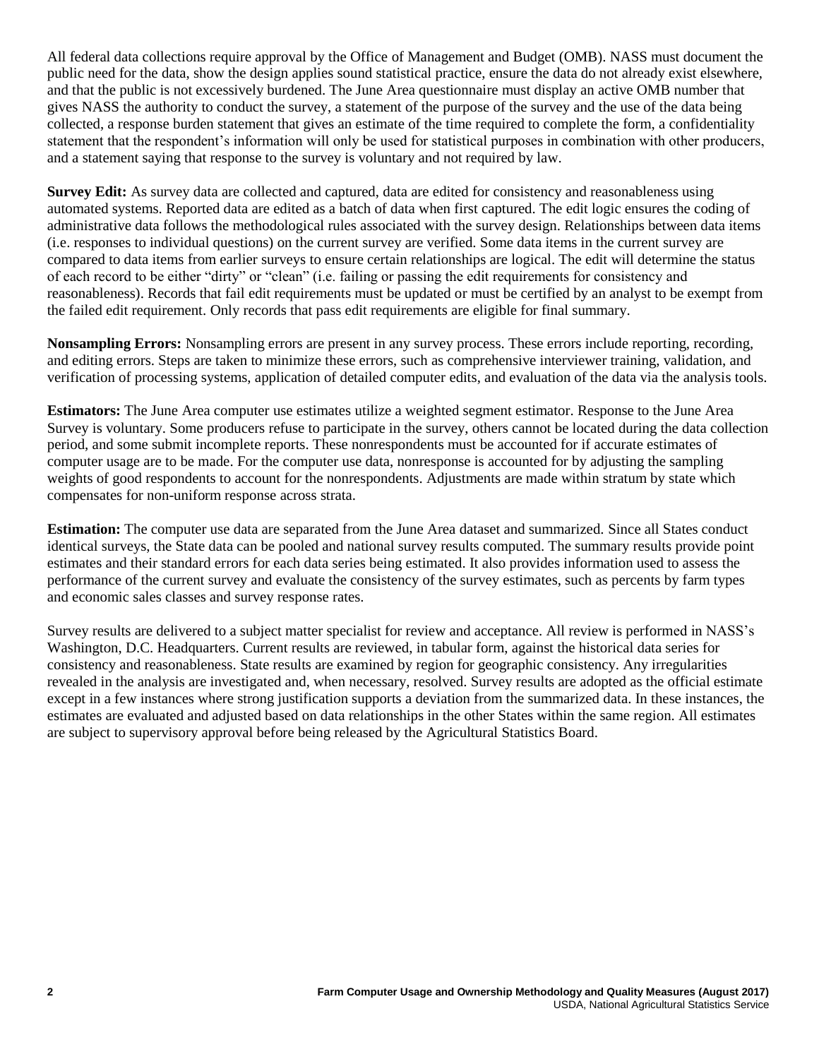All federal data collections require approval by the Office of Management and Budget (OMB). NASS must document the public need for the data, show the design applies sound statistical practice, ensure the data do not already exist elsewhere, and that the public is not excessively burdened. The June Area questionnaire must display an active OMB number that gives NASS the authority to conduct the survey, a statement of the purpose of the survey and the use of the data being collected, a response burden statement that gives an estimate of the time required to complete the form, a confidentiality statement that the respondent's information will only be used for statistical purposes in combination with other producers, and a statement saying that response to the survey is voluntary and not required by law.

**Survey Edit:** As survey data are collected and captured, data are edited for consistency and reasonableness using automated systems. Reported data are edited as a batch of data when first captured. The edit logic ensures the coding of administrative data follows the methodological rules associated with the survey design. Relationships between data items (i.e. responses to individual questions) on the current survey are verified. Some data items in the current survey are compared to data items from earlier surveys to ensure certain relationships are logical. The edit will determine the status of each record to be either "dirty" or "clean" (i.e. failing or passing the edit requirements for consistency and reasonableness). Records that fail edit requirements must be updated or must be certified by an analyst to be exempt from the failed edit requirement. Only records that pass edit requirements are eligible for final summary.

**Nonsampling Errors:** Nonsampling errors are present in any survey process. These errors include reporting, recording, and editing errors. Steps are taken to minimize these errors, such as comprehensive interviewer training, validation, and verification of processing systems, application of detailed computer edits, and evaluation of the data via the analysis tools.

**Estimators:** The June Area computer use estimates utilize a weighted segment estimator. Response to the June Area Survey is voluntary. Some producers refuse to participate in the survey, others cannot be located during the data collection period, and some submit incomplete reports. These nonrespondents must be accounted for if accurate estimates of computer usage are to be made. For the computer use data, nonresponse is accounted for by adjusting the sampling weights of good respondents to account for the nonrespondents. Adjustments are made within stratum by state which compensates for non-uniform response across strata.

**Estimation:** The computer use data are separated from the June Area dataset and summarized. Since all States conduct identical surveys, the State data can be pooled and national survey results computed. The summary results provide point estimates and their standard errors for each data series being estimated. It also provides information used to assess the performance of the current survey and evaluate the consistency of the survey estimates, such as percents by farm types and economic sales classes and survey response rates.

Survey results are delivered to a subject matter specialist for review and acceptance. All review is performed in NASS's Washington, D.C. Headquarters. Current results are reviewed, in tabular form, against the historical data series for consistency and reasonableness. State results are examined by region for geographic consistency. Any irregularities revealed in the analysis are investigated and, when necessary, resolved. Survey results are adopted as the official estimate except in a few instances where strong justification supports a deviation from the summarized data. In these instances, the estimates are evaluated and adjusted based on data relationships in the other States within the same region. All estimates are subject to supervisory approval before being released by the Agricultural Statistics Board.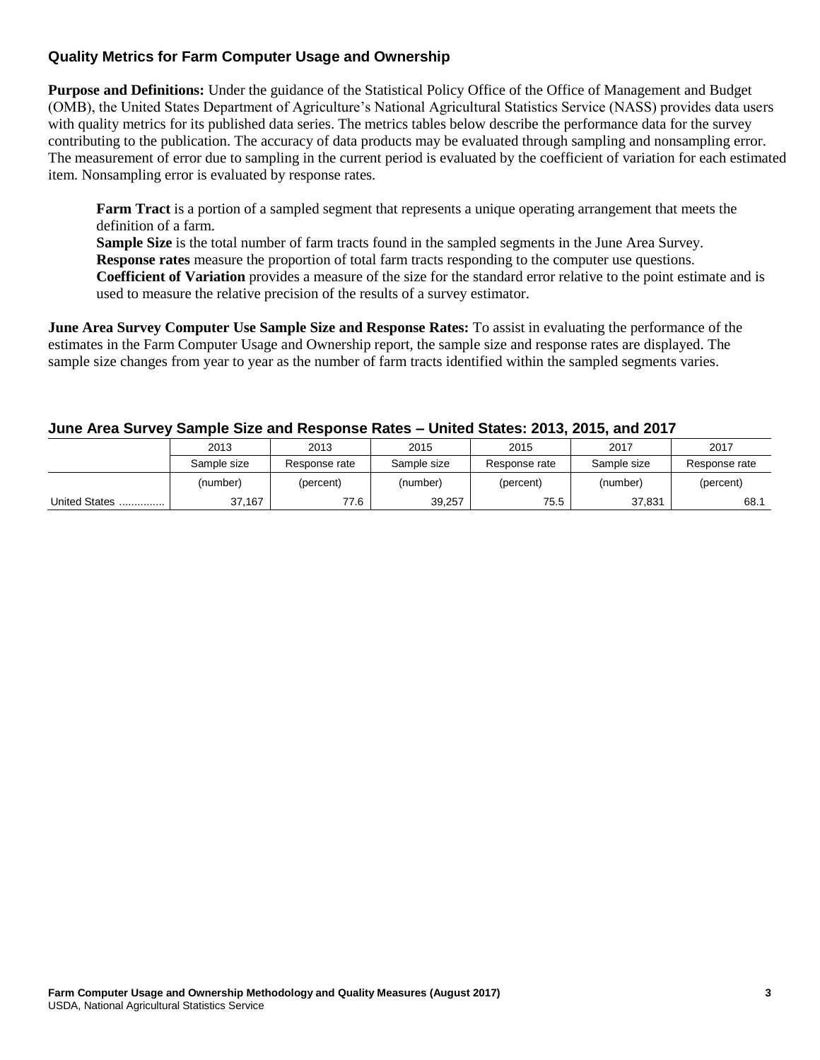## Quality Metrics for Farm Computer Usage and Ownership

**Purpose and Definitions:** Under the guidance of the Statistical Policy Office of the Office of Management and Budget (OMB), the United States Department of Agriculture's National Agricultural Statistics Service (NASS) provides data users with quality metrics for its published data series. The metrics tables below describe the performance data for the survey contributing to the publication. The accuracy of data products may be evaluated through sampling and nonsampling error. The measurement of error due to sampling in the current period is evaluated by the coefficient of variation for each estimated item. Nonsampling error is evaluated by response rates.

> **Farm Tract** is a portion of a sampled segment that represents a unique operating arrangement that meets the definition of a farm.
> **Sample Size** is the total number of farm tracts found in the sampled segments in the June Area Survey.
> **Response rates** measure the proportion of total farm tracts responding to the computer use questions.
> **Coefficient of Variation** provides a measure of the size for the standard error relative to the point estimate and is used to measure the relative precision of the results of a survey estimator.

**June Area Survey Computer Use Sample Size and Response Rates:** To assist in evaluating the performance of the estimates in the Farm Computer Usage and Ownership report, the sample size and response rates are displayed. The sample size changes from year to year as the number of farm tracts identified within the sampled segments varies.

### June Area Survey Sample Size and Response Rates – United States: 2013, 2015, and 2017

| | 2013 | 2013 | 2015 | 2015 | 2017 | 2017 |
|---|---|---|---|---|---|---|
| | Sample size | Response rate | Sample size | Response rate | Sample size | Response rate |
| | (number) | (percent) | (number) | (percent) | (number) | (percent) |
| United States .............. | 37,167 | 77.6 | 39,257 | 75.5 | 37,831 | 68.1 |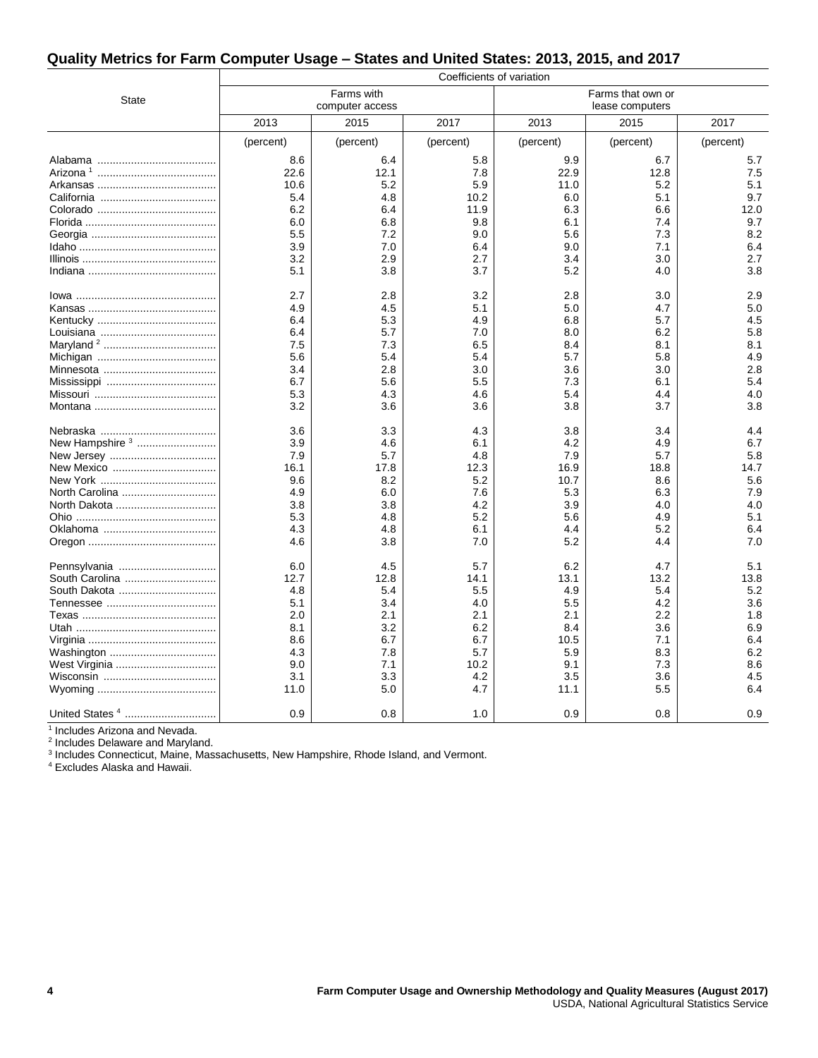## Quality Metrics for Farm Computer Usage – States and United States: 2013, 2015, and 2017

| State | Coefficients of variation | | | | | |
|---|---|---|---|---|---|---|
| | Farms with computer access | | | Farms that own or lease computers | | |
| | 2013 | 2015 | 2017 | 2013 | 2015 | 2017 |
| | (percent) | (percent) | (percent) | (percent) | (percent) | (percent) |
| Alabama | 8.6 | 6.4 | 5.8 | 9.9 | 6.7 | 5.7 |
| Arizona [1] | 22.6 | 12.1 | 7.8 | 22.9 | 12.8 | 7.5 |
| Arkansas | 10.6 | 5.2 | 5.9 | 11.0 | 5.2 | 5.1 |
| California | 5.4 | 4.8 | 10.2 | 6.0 | 5.1 | 9.7 |
| Colorado | 6.2 | 6.4 | 11.9 | 6.3 | 6.6 | 12.0 |
| Florida | 6.0 | 6.8 | 9.8 | 6.1 | 7.4 | 9.7 |
| Georgia | 5.5 | 7.2 | 9.0 | 5.6 | 7.3 | 8.2 |
| Idaho | 3.9 | 7.0 | 6.4 | 9.0 | 7.1 | 6.4 |
| Illinois | 3.2 | 2.9 | 2.7 | 3.4 | 3.0 | 2.7 |
| Indiana | 5.1 | 3.8 | 3.7 | 5.2 | 4.0 | 3.8 |
| Iowa | 2.7 | 2.8 | 3.2 | 2.8 | 3.0 | 2.9 |
| Kansas | 4.9 | 4.5 | 5.1 | 5.0 | 4.7 | 5.0 |
| Kentucky | 6.4 | 5.3 | 4.9 | 6.8 | 5.7 | 4.5 |
| Louisiana | 6.4 | 5.7 | 7.0 | 8.0 | 6.2 | 5.8 |
| Maryland [2] | 7.5 | 7.3 | 6.5 | 8.4 | 8.1 | 8.1 |
| Michigan | 5.6 | 5.4 | 5.4 | 5.7 | 5.8 | 4.9 |
| Minnesota | 3.4 | 2.8 | 3.0 | 3.6 | 3.0 | 2.8 |
| Mississippi | 6.7 | 5.6 | 5.5 | 7.3 | 6.1 | 5.4 |
| Missouri | 5.3 | 4.3 | 4.6 | 5.4 | 4.4 | 4.0 |
| Montana | 3.2 | 3.6 | 3.6 | 3.8 | 3.7 | 3.8 |
| Nebraska | 3.6 | 3.3 | 4.3 | 3.8 | 3.4 | 4.4 |
| New Hampshire [3] | 3.9 | 4.6 | 6.1 | 4.2 | 4.9 | 6.7 |
| New Jersey | 7.9 | 5.7 | 4.8 | 7.9 | 5.7 | 5.8 |
| New Mexico | 16.1 | 17.8 | 12.3 | 16.9 | 18.8 | 14.7 |
| New York | 9.6 | 8.2 | 5.2 | 10.7 | 8.6 | 5.6 |
| North Carolina | 4.9 | 6.0 | 7.6 | 5.3 | 6.3 | 7.9 |
| North Dakota | 3.8 | 3.8 | 4.2 | 3.9 | 4.0 | 4.0 |
| Ohio | 5.3 | 4.8 | 5.2 | 5.6 | 4.9 | 5.1 |
| Oklahoma | 4.3 | 4.8 | 6.1 | 4.4 | 5.2 | 6.4 |
| Oregon | 4.6 | 3.8 | 7.0 | 5.2 | 4.4 | 7.0 |
| Pennsylvania | 6.0 | 4.5 | 5.7 | 6.2 | 4.7 | 5.1 |
| South Carolina | 12.7 | 12.8 | 14.1 | 13.1 | 13.2 | 13.8 |
| South Dakota | 4.8 | 5.4 | 5.5 | 4.9 | 5.4 | 5.2 |
| Tennessee | 5.1 | 3.4 | 4.0 | 5.5 | 4.2 | 3.6 |
| Texas | 2.0 | 2.1 | 2.1 | 2.1 | 2.2 | 1.8 |
| Utah | 8.1 | 3.2 | 6.2 | 8.4 | 3.6 | 6.9 |
| Virginia | 8.6 | 6.7 | 6.7 | 10.5 | 7.1 | 6.4 |
| Washington | 4.3 | 7.8 | 5.7 | 5.9 | 8.3 | 6.2 |
| West Virginia | 9.0 | 7.1 | 10.2 | 9.1 | 7.3 | 8.6 |
| Wisconsin | 3.1 | 3.3 | 4.2 | 3.5 | 3.6 | 4.5 |
| Wyoming | 11.0 | 5.0 | 4.7 | 11.1 | 5.5 | 6.4 |
| United States [4] | 0.9 | 0.8 | 1.0 | 0.9 | 0.8 | 0.9 |

[1] Includes Arizona and Nevada.
[2] Includes Delaware and Maryland.
[3] Includes Connecticut, Maine, Massachusetts, New Hampshire, Rhode Island, and Vermont.
[4] Excludes Alaska and Hawaii.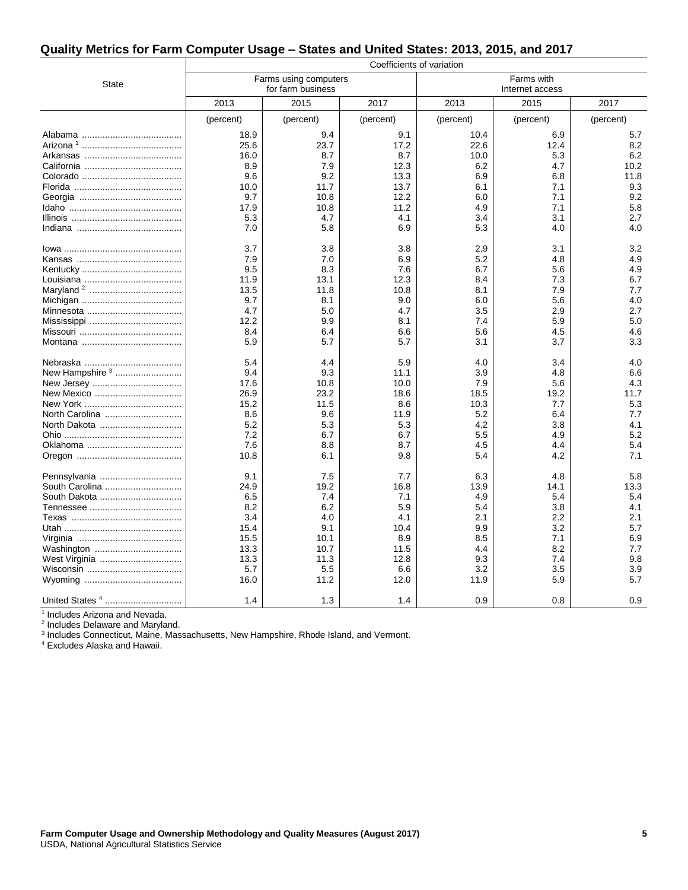## Quality Metrics for Farm Computer Usage – States and United States: 2013, 2015, and 2017

| State | Coefficients of variation | | | | | |
|---|---|---|---|---|---|---|
| | Farms using computers for farm business | | | Farms with Internet access | | |
| | 2013 | 2015 | 2017 | 2013 | 2015 | 2017 |
| | (percent) | (percent) | (percent) | (percent) | (percent) | (percent) |
| Alabama | 18.9 | 9.4 | 9.1 | 10.4 | 6.9 | 5.7 |
| Arizona [1] | 25.6 | 23.7 | 17.2 | 22.6 | 12.4 | 8.2 |
| Arkansas | 16.0 | 8.7 | 8.7 | 10.0 | 5.3 | 6.2 |
| California | 8.9 | 7.9 | 12.3 | 6.2 | 4.7 | 10.2 |
| Colorado | 9.6 | 9.2 | 13.3 | 6.9 | 6.8 | 11.8 |
| Florida | 10.0 | 11.7 | 13.7 | 6.1 | 7.1 | 9.3 |
| Georgia | 9.7 | 10.8 | 12.2 | 6.0 | 7.1 | 9.2 |
| Idaho | 17.9 | 10.8 | 11.2 | 4.9 | 7.1 | 5.8 |
| Illinois | 5.3 | 4.7 | 4.1 | 3.4 | 3.1 | 2.7 |
| Indiana | 7.0 | 5.8 | 6.9 | 5.3 | 4.0 | 4.0 |
| Iowa | 3.7 | 3.8 | 3.8 | 2.9 | 3.1 | 3.2 |
| Kansas | 7.9 | 7.0 | 6.9 | 5.2 | 4.8 | 4.9 |
| Kentucky | 9.5 | 8.3 | 7.6 | 6.7 | 5.6 | 4.9 |
| Louisiana | 11.9 | 13.1 | 12.3 | 8.4 | 7.3 | 6.7 |
| Maryland [2] | 13.5 | 11.8 | 10.8 | 8.1 | 7.9 | 7.7 |
| Michigan | 9.7 | 8.1 | 9.0 | 6.0 | 5.6 | 4.0 |
| Minnesota | 4.7 | 5.0 | 4.7 | 3.5 | 2.9 | 2.7 |
| Mississippi | 12.2 | 9.9 | 8.1 | 7.4 | 5.9 | 5.0 |
| Missouri | 8.4 | 6.4 | 6.6 | 5.6 | 4.5 | 4.6 |
| Montana | 5.9 | 5.7 | 5.7 | 3.1 | 3.7 | 3.3 |
| Nebraska | 5.4 | 4.4 | 5.9 | 4.0 | 3.4 | 4.0 |
| New Hampshire [3] | 9.4 | 9.3 | 11.1 | 3.9 | 4.8 | 6.6 |
| New Jersey | 17.6 | 10.8 | 10.0 | 7.9 | 5.6 | 4.3 |
| New Mexico | 26.9 | 23.2 | 18.6 | 18.5 | 19.2 | 11.7 |
| New York | 15.2 | 11.5 | 8.6 | 10.3 | 7.7 | 5.3 |
| North Carolina | 8.6 | 9.6 | 11.9 | 5.2 | 6.4 | 7.7 |
| North Dakota | 5.2 | 5.3 | 5.3 | 4.2 | 3.8 | 4.1 |
| Ohio | 7.2 | 6.7 | 6.7 | 5.5 | 4.9 | 5.2 |
| Oklahoma | 7.6 | 8.8 | 8.7 | 4.5 | 4.4 | 5.4 |
| Oregon | 10.8 | 6.1 | 9.8 | 5.4 | 4.2 | 7.1 |
| Pennsylvania | 9.1 | 7.5 | 7.7 | 6.3 | 4.8 | 5.8 |
| South Carolina | 24.9 | 19.2 | 16.8 | 13.9 | 14.1 | 13.3 |
| South Dakota | 6.5 | 7.4 | 7.1 | 4.9 | 5.4 | 5.4 |
| Tennessee | 8.2 | 6.2 | 5.9 | 5.4 | 3.8 | 4.1 |
| Texas | 3.4 | 4.0 | 4.1 | 2.1 | 2.2 | 2.1 |
| Utah | 15.4 | 9.1 | 10.4 | 9.9 | 3.2 | 5.7 |
| Virginia | 15.5 | 10.1 | 8.9 | 8.5 | 7.1 | 6.9 |
| Washington | 13.3 | 10.7 | 11.5 | 4.4 | 8.2 | 7.7 |
| West Virginia | 13.3 | 11.3 | 12.8 | 9.3 | 7.4 | 9.8 |
| Wisconsin | 5.7 | 5.5 | 6.6 | 3.2 | 3.5 | 3.9 |
| Wyoming | 16.0 | 11.2 | 12.0 | 11.9 | 5.9 | 5.7 |
| United States [4] | 1.4 | 1.3 | 1.4 | 0.9 | 0.8 | 0.9 |

[1] Includes Arizona and Nevada.
[2] Includes Delaware and Maryland.
[3] Includes Connecticut, Maine, Massachusetts, New Hampshire, Rhode Island, and Vermont.
[4] Excludes Alaska and Hawaii.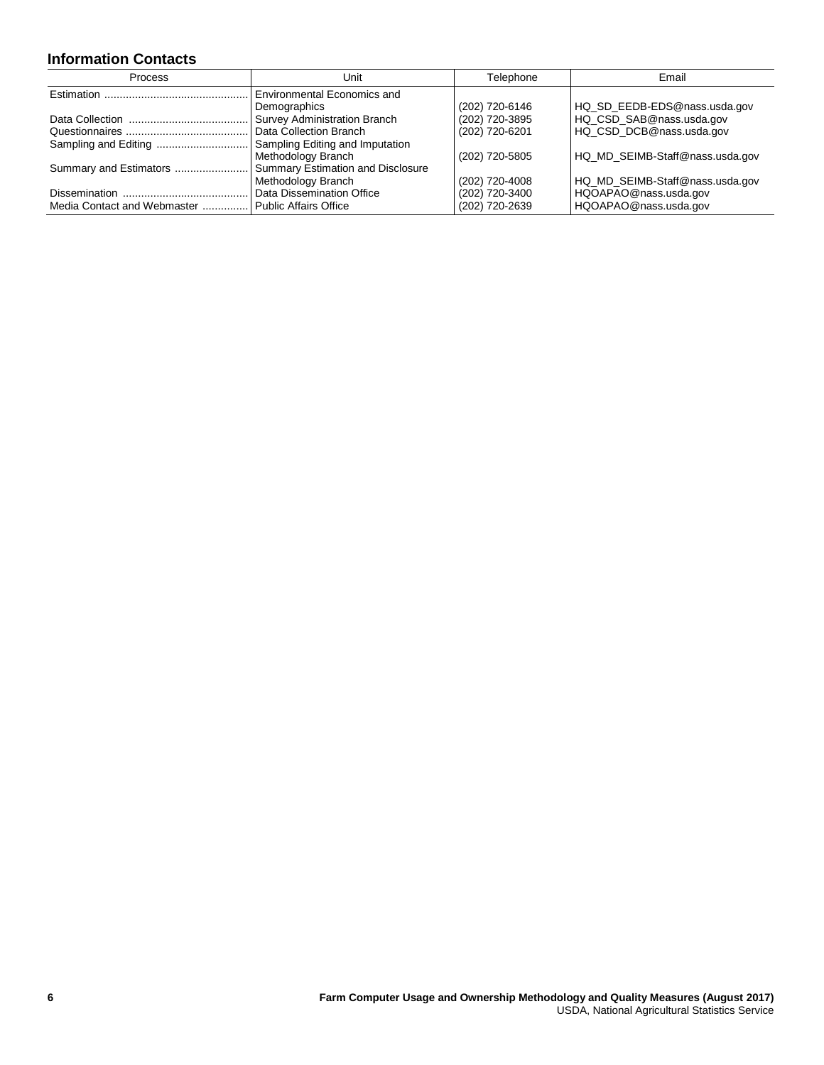## Information Contacts

| Process | Unit | Telephone | Email |
|---|---|---|---|
| Estimation | Environmental Economics and Demographics | (202) 720-6146 | HQ_SD_EEDB-EDS@nass.usda.gov |
| Data Collection | Survey Administration Branch | (202) 720-3895 | HQ_CSD_SAB@nass.usda.gov |
| Questionnaires | Data Collection Branch | (202) 720-6201 | HQ_CSD_DCB@nass.usda.gov |
| Sampling and Editing | Sampling Editing and Imputation Methodology Branch | (202) 720-5805 | HQ_MD_SEIMB-Staff@nass.usda.gov |
| Summary and Estimators | Summary Estimation and Disclosure Methodology Branch | (202) 720-4008 | HQ_MD_SEIMB-Staff@nass.usda.gov |
| Dissemination | Data Dissemination Office | (202) 720-3400 | HQOAPAO@nass.usda.gov |
| Media Contact and Webmaster | Public Affairs Office | (202) 720-2639 | HQOAPAO@nass.usda.gov |